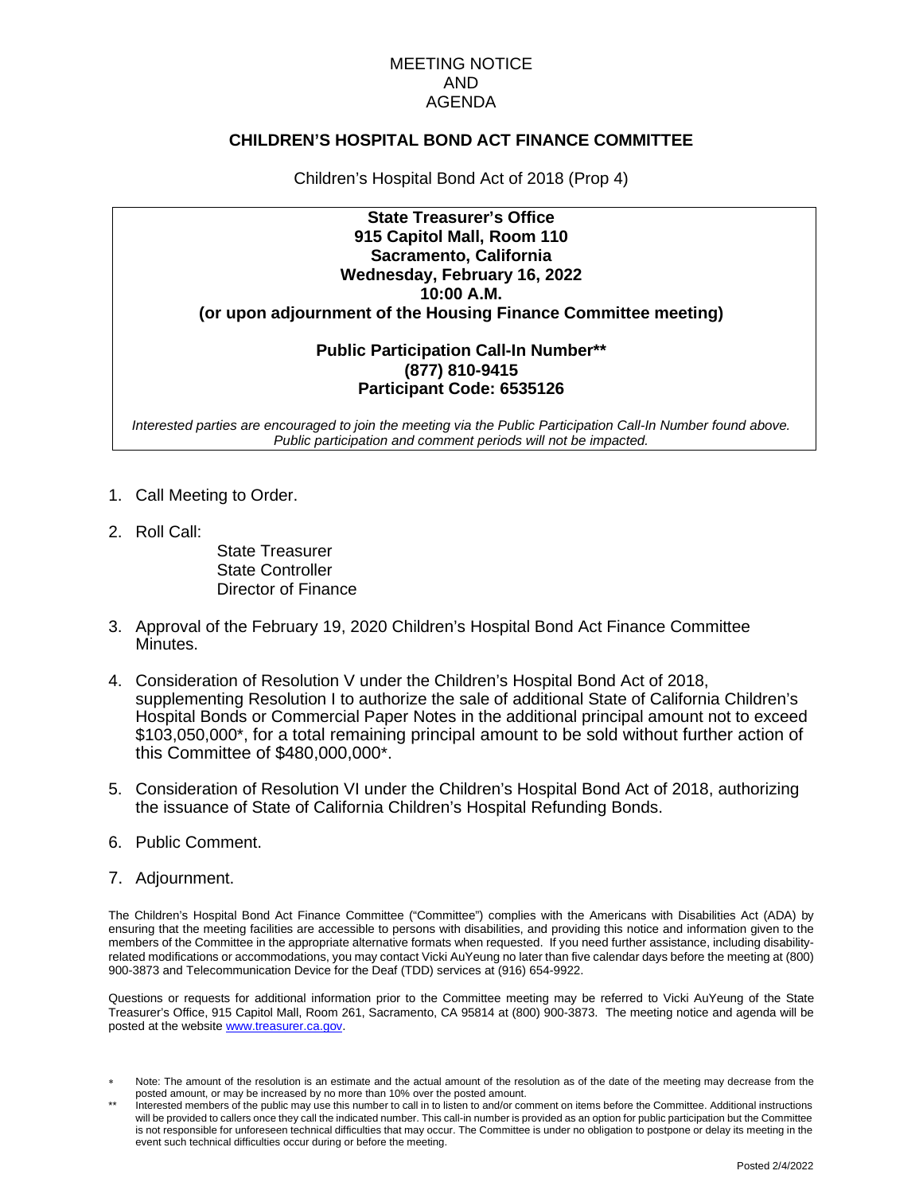MEETING NOTICE
AND
AGENDA

## CHILDREN'S HOSPITAL BOND ACT FINANCE COMMITTEE

Children's Hospital Bond Act of 2018 (Prop 4)

**State Treasurer's Office**
**915 Capitol Mall, Room 110**
**Sacramento, California**
**Wednesday, February 16, 2022**
**10:00 A.M.**
**(or upon adjournment of the Housing Finance Committee meeting)**

**Public Participation Call-In Number****
**(877) 810-9415**
**Participant Code: 6535126**

*Interested parties are encouraged to join the meeting via the Public Participation Call-In Number found above. Public participation and comment periods will not be impacted.*

1. Call Meeting to Order.
2. Roll Call:
   - State Treasurer
   - State Controller
   - Director of Finance
3. Approval of the February 19, 2020 Children's Hospital Bond Act Finance Committee Minutes.
4. Consideration of Resolution V under the Children's Hospital Bond Act of 2018, supplementing Resolution I to authorize the sale of additional State of California Children's Hospital Bonds or Commercial Paper Notes in the additional principal amount not to exceed $103,050,000*, for a total remaining principal amount to be sold without further action of this Committee of $480,000,000*.
5. Consideration of Resolution VI under the Children's Hospital Bond Act of 2018, authorizing the issuance of State of California Children's Hospital Refunding Bonds.
6. Public Comment.
7. Adjournment.

The Children's Hospital Bond Act Finance Committee ("Committee") complies with the Americans with Disabilities Act (ADA) by ensuring that the meeting facilities are accessible to persons with disabilities, and providing this notice and information given to the members of the Committee in the appropriate alternative formats when requested. If you need further assistance, including disability-related modifications or accommodations, you may contact Vicki AuYeung no later than five calendar days before the meeting at (800) 900-3873 and Telecommunication Device for the Deaf (TDD) services at (916) 654-9922.

Questions or requests for additional information prior to the Committee meeting may be referred to Vicki AuYeung of the State Treasurer's Office, 915 Capitol Mall, Room 261, Sacramento, CA 95814 at (800) 900-3873. The meeting notice and agenda will be posted at the website www.treasurer.ca.gov.

\* Note: The amount of the resolution is an estimate and the actual amount of the resolution as of the date of the meeting may decrease from the posted amount, or may be increased by no more than 10% over the posted amount.

** Interested members of the public may use this number to call in to listen to and/or comment on items before the Committee. Additional instructions will be provided to callers once they call the indicated number. This call-in number is provided as an option for public participation but the Committee is not responsible for unforeseen technical difficulties that may occur. The Committee is under no obligation to postpone or delay its meeting in the event such technical difficulties occur during or before the meeting.

Posted 2/4/2022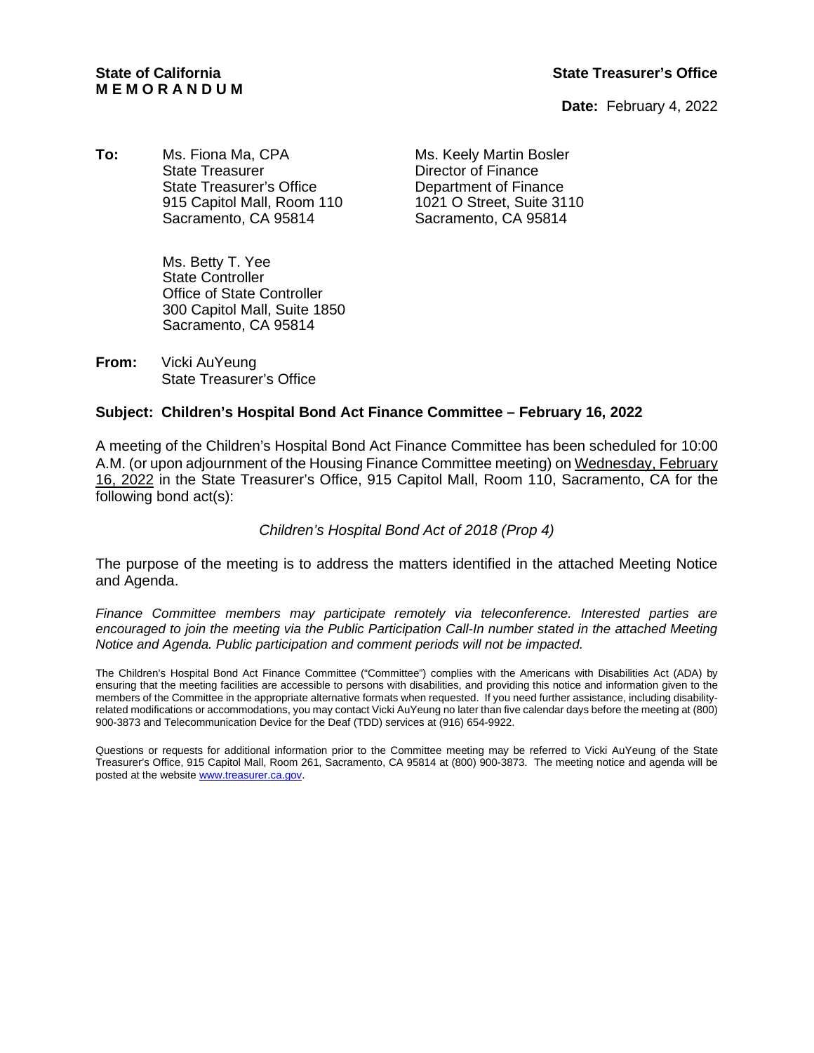**State of California**
**M E M O R A N D U M**

**State Treasurer's Office**

**Date:** February 4, 2022

**To:**

Ms. Fiona Ma, CPA
State Treasurer
State Treasurer's Office
915 Capitol Mall, Room 110
Sacramento, CA 95814

Ms. Keely Martin Bosler
Director of Finance
Department of Finance
1021 O Street, Suite 3110
Sacramento, CA 95814

Ms. Betty T. Yee
State Controller
Office of State Controller
300 Capitol Mall, Suite 1850
Sacramento, CA 95814

**From:**

Vicki AuYeung
State Treasurer's Office

**Subject: Children's Hospital Bond Act Finance Committee – February 16, 2022**

A meeting of the Children's Hospital Bond Act Finance Committee has been scheduled for 10:00 A.M. (or upon adjournment of the Housing Finance Committee meeting) on Wednesday, February 16, 2022 in the State Treasurer's Office, 915 Capitol Mall, Room 110, Sacramento, CA for the following bond act(s):

*Children's Hospital Bond Act of 2018 (Prop 4)*

The purpose of the meeting is to address the matters identified in the attached Meeting Notice and Agenda.

*Finance Committee members may participate remotely via teleconference. Interested parties are encouraged to join the meeting via the Public Participation Call-In number stated in the attached Meeting Notice and Agenda. Public participation and comment periods will not be impacted.*

The Children's Hospital Bond Act Finance Committee ("Committee") complies with the Americans with Disabilities Act (ADA) by ensuring that the meeting facilities are accessible to persons with disabilities, and providing this notice and information given to the members of the Committee in the appropriate alternative formats when requested. If you need further assistance, including disability-related modifications or accommodations, you may contact Vicki AuYeung no later than five calendar days before the meeting at (800) 900-3873 and Telecommunication Device for the Deaf (TDD) services at (916) 654-9922.

Questions or requests for additional information prior to the Committee meeting may be referred to Vicki AuYeung of the State Treasurer's Office, 915 Capitol Mall, Room 261, Sacramento, CA 95814 at (800) 900-3873. The meeting notice and agenda will be posted at the website www.treasurer.ca.gov.